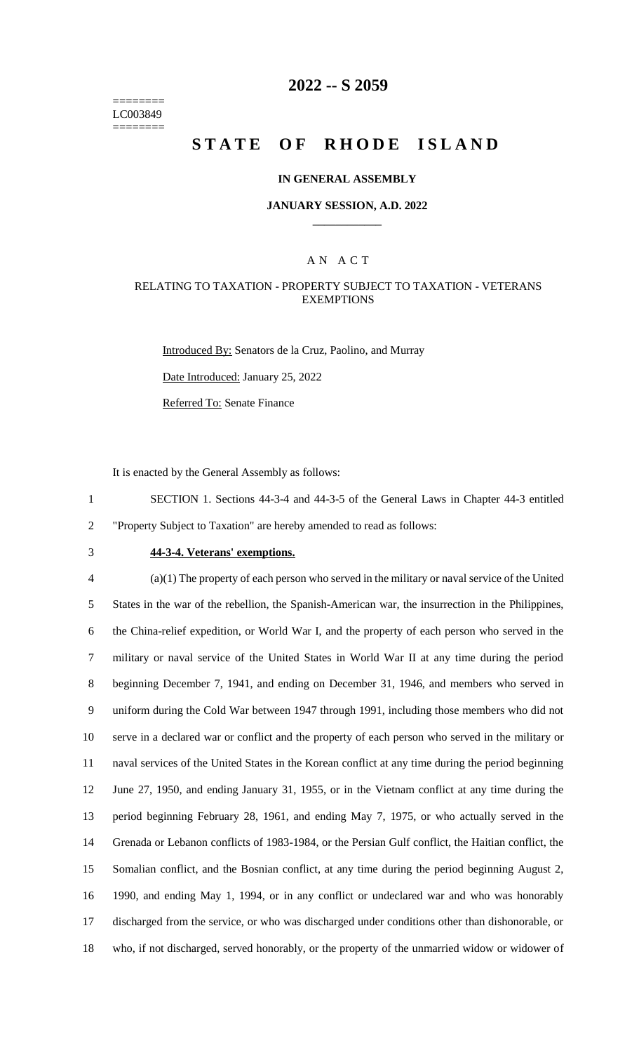======== LC003849 ========

# 2022 -- S 2059

# STATE OF RHODE ISLAND

### IN GENERAL ASSEMBLY

### JANUARY SESSION, A.D. 2022

## A N A C T

### RELATING TO TAXATION - PROPERTY SUBJECT TO TAXATION - VETERANS EXEMPTIONS

Introduced By: Senators de la Cruz, Paolino, and Murray

Date Introduced: January 25, 2022

Referred To: Senate Finance

It is enacted by the General Assembly as follows:

1 SECTION 1. Sections 44-3-4 and 44-3-5 of the General Laws in Chapter 44-3 entitled
2 "Property Subject to Taxation" are hereby amended to read as follows:

3 **44-3-4. Veterans' exemptions.**

4 (a)(1) The property of each person who served in the military or naval service of the United
5 States in the war of the rebellion, the Spanish-American war, the insurrection in the Philippines,
6 the China-relief expedition, or World War I, and the property of each person who served in the
7 military or naval service of the United States in World War II at any time during the period
8 beginning December 7, 1941, and ending on December 31, 1946, and members who served in
9 uniform during the Cold War between 1947 through 1991, including those members who did not
10 serve in a declared war or conflict and the property of each person who served in the military or
11 naval services of the United States in the Korean conflict at any time during the period beginning
12 June 27, 1950, and ending January 31, 1955, or in the Vietnam conflict at any time during the
13 period beginning February 28, 1961, and ending May 7, 1975, or who actually served in the
14 Grenada or Lebanon conflicts of 1983-1984, or the Persian Gulf conflict, the Haitian conflict, the
15 Somalian conflict, and the Bosnian conflict, at any time during the period beginning August 2,
16 1990, and ending May 1, 1994, or in any conflict or undeclared war and who was honorably
17 discharged from the service, or who was discharged under conditions other than dishonorable, or
18 who, if not discharged, served honorably, or the property of the unmarried widow or widower of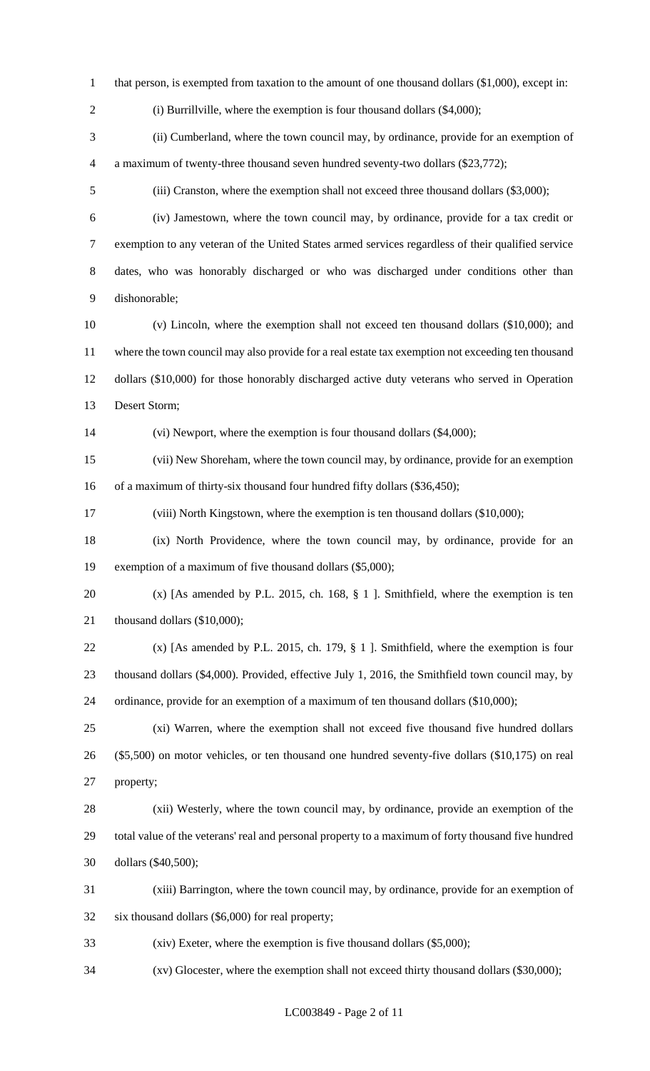that person, is exempted from taxation to the amount of one thousand dollars ($1,000), except in:

(i) Burrillville, where the exemption is four thousand dollars ($4,000);

(ii) Cumberland, where the town council may, by ordinance, provide for an exemption of a maximum of twenty-three thousand seven hundred seventy-two dollars ($23,772);

(iii) Cranston, where the exemption shall not exceed three thousand dollars ($3,000);

(iv) Jamestown, where the town council may, by ordinance, provide for a tax credit or exemption to any veteran of the United States armed services regardless of their qualified service dates, who was honorably discharged or who was discharged under conditions other than dishonorable;

(v) Lincoln, where the exemption shall not exceed ten thousand dollars ($10,000); and where the town council may also provide for a real estate tax exemption not exceeding ten thousand dollars ($10,000) for those honorably discharged active duty veterans who served in Operation Desert Storm;

(vi) Newport, where the exemption is four thousand dollars ($4,000);

(vii) New Shoreham, where the town council may, by ordinance, provide for an exemption of a maximum of thirty-six thousand four hundred fifty dollars ($36,450);

(viii) North Kingstown, where the exemption is ten thousand dollars ($10,000);

(ix) North Providence, where the town council may, by ordinance, provide for an exemption of a maximum of five thousand dollars ($5,000);

(x) [As amended by P.L. 2015, ch. 168, § 1 ]. Smithfield, where the exemption is ten thousand dollars ($10,000);

(x) [As amended by P.L. 2015, ch. 179, § 1 ]. Smithfield, where the exemption is four thousand dollars ($4,000). Provided, effective July 1, 2016, the Smithfield town council may, by ordinance, provide for an exemption of a maximum of ten thousand dollars ($10,000);

(xi) Warren, where the exemption shall not exceed five thousand five hundred dollars ($5,500) on motor vehicles, or ten thousand one hundred seventy-five dollars ($10,175) on real property;

(xii) Westerly, where the town council may, by ordinance, provide an exemption of the total value of the veterans' real and personal property to a maximum of forty thousand five hundred dollars ($40,500);

(xiii) Barrington, where the town council may, by ordinance, provide for an exemption of six thousand dollars ($6,000) for real property;

(xiv) Exeter, where the exemption is five thousand dollars ($5,000);

(xv) Glocester, where the exemption shall not exceed thirty thousand dollars ($30,000);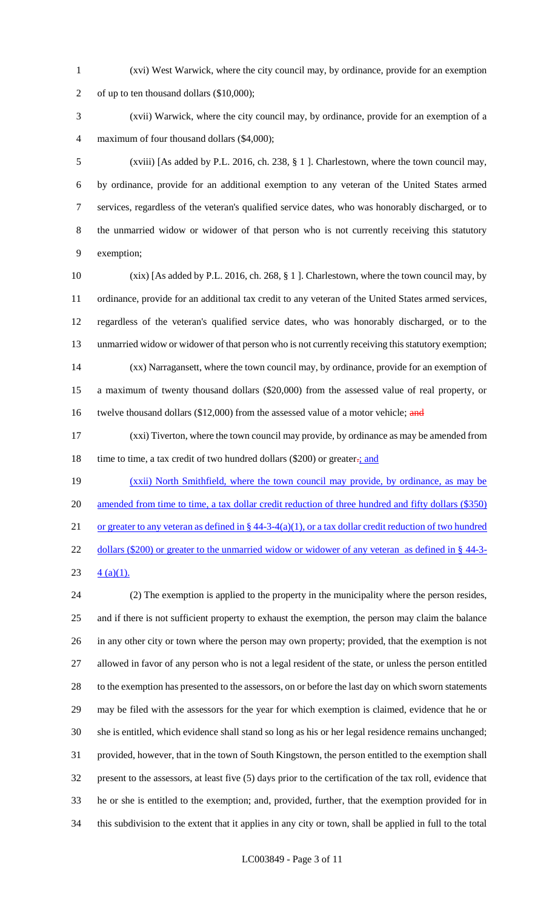(xvi) West Warwick, where the city council may, by ordinance, provide for an exemption of up to ten thousand dollars ($10,000);

(xvii) Warwick, where the city council may, by ordinance, provide for an exemption of a maximum of four thousand dollars ($4,000);

(xviii) [As added by P.L. 2016, ch. 238, § 1 ]. Charlestown, where the town council may, by ordinance, provide for an additional exemption to any veteran of the United States armed services, regardless of the veteran's qualified service dates, who was honorably discharged, or to the unmarried widow or widower of that person who is not currently receiving this statutory exemption;

(xix) [As added by P.L. 2016, ch. 268, § 1 ]. Charlestown, where the town council may, by ordinance, provide for an additional tax credit to any veteran of the United States armed services, regardless of the veteran's qualified service dates, who was honorably discharged, or to the unmarried widow or widower of that person who is not currently receiving this statutory exemption;

(xx) Narragansett, where the town council may, by ordinance, provide for an exemption of a maximum of twenty thousand dollars ($20,000) from the assessed value of real property, or twelve thousand dollars ($12,000) from the assessed value of a motor vehicle; ~~and~~

(xxi) Tiverton, where the town council may provide, by ordinance as may be amended from time to time, a tax credit of two hundred dollars ($200) or greater~~.~~; and

(xxii) North Smithfield, where the town council may provide, by ordinance, as may be amended from time to time, a tax dollar credit reduction of three hundred and fifty dollars ($350) or greater to any veteran as defined in § 44-3-4(a)(1), or a tax dollar credit reduction of two hundred dollars ($200) or greater to the unmarried widow or widower of any veteran as defined in § 44-3-4 (a)(1).

(2) The exemption is applied to the property in the municipality where the person resides, and if there is not sufficient property to exhaust the exemption, the person may claim the balance in any other city or town where the person may own property; provided, that the exemption is not allowed in favor of any person who is not a legal resident of the state, or unless the person entitled to the exemption has presented to the assessors, on or before the last day on which sworn statements may be filed with the assessors for the year for which exemption is claimed, evidence that he or she is entitled, which evidence shall stand so long as his or her legal residence remains unchanged; provided, however, that in the town of South Kingstown, the person entitled to the exemption shall present to the assessors, at least five (5) days prior to the certification of the tax roll, evidence that he or she is entitled to the exemption; and, provided, further, that the exemption provided for in this subdivision to the extent that it applies in any city or town, shall be applied in full to the total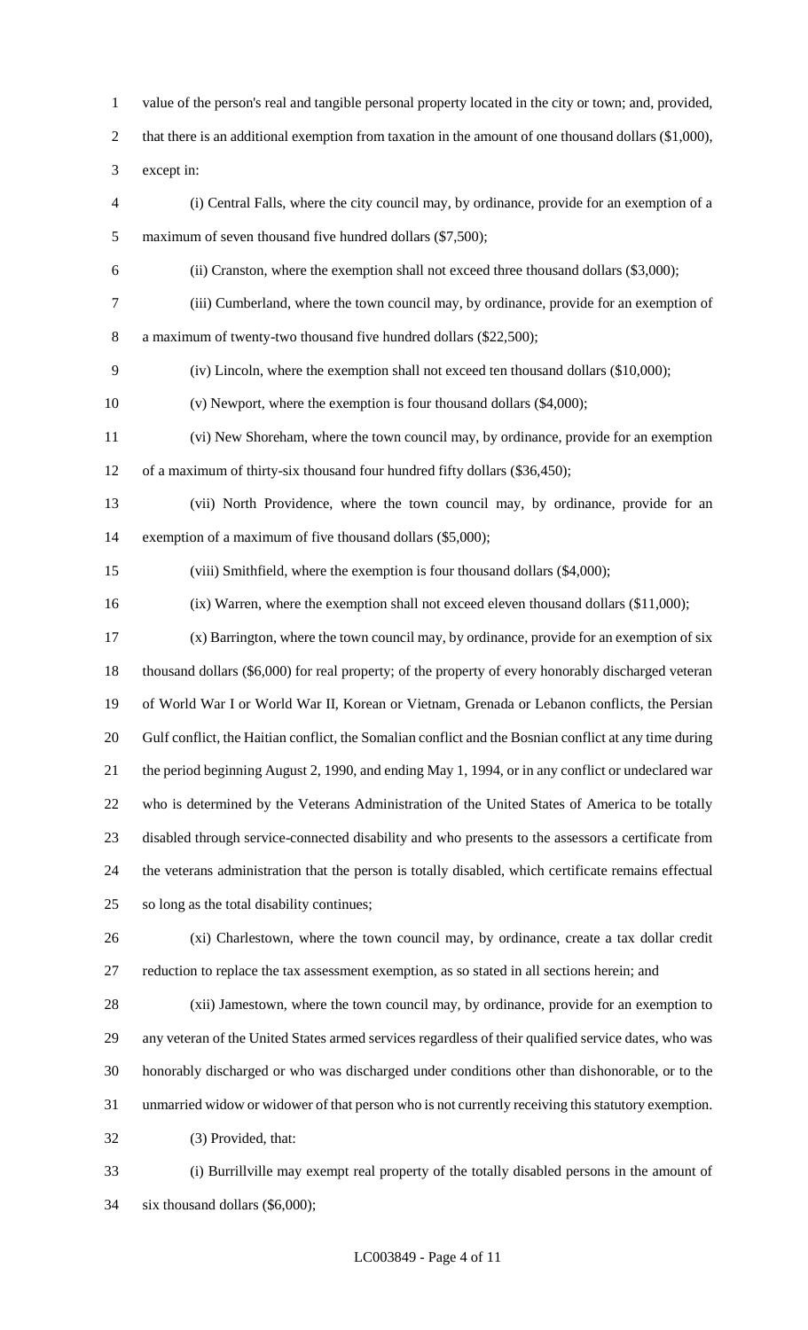value of the person's real and tangible personal property located in the city or town; and, provided, that there is an additional exemption from taxation in the amount of one thousand dollars ($1,000), except in:

(i) Central Falls, where the city council may, by ordinance, provide for an exemption of a maximum of seven thousand five hundred dollars ($7,500);

(ii) Cranston, where the exemption shall not exceed three thousand dollars ($3,000);

(iii) Cumberland, where the town council may, by ordinance, provide for an exemption of a maximum of twenty-two thousand five hundred dollars ($22,500);

(iv) Lincoln, where the exemption shall not exceed ten thousand dollars ($10,000);

(v) Newport, where the exemption is four thousand dollars ($4,000);

(vi) New Shoreham, where the town council may, by ordinance, provide for an exemption of a maximum of thirty-six thousand four hundred fifty dollars ($36,450);

(vii) North Providence, where the town council may, by ordinance, provide for an exemption of a maximum of five thousand dollars ($5,000);

(viii) Smithfield, where the exemption is four thousand dollars ($4,000);

(ix) Warren, where the exemption shall not exceed eleven thousand dollars ($11,000);

(x) Barrington, where the town council may, by ordinance, provide for an exemption of six thousand dollars ($6,000) for real property; of the property of every honorably discharged veteran of World War I or World War II, Korean or Vietnam, Grenada or Lebanon conflicts, the Persian Gulf conflict, the Haitian conflict, the Somalian conflict and the Bosnian conflict at any time during the period beginning August 2, 1990, and ending May 1, 1994, or in any conflict or undeclared war who is determined by the Veterans Administration of the United States of America to be totally disabled through service-connected disability and who presents to the assessors a certificate from the veterans administration that the person is totally disabled, which certificate remains effectual so long as the total disability continues;

(xi) Charlestown, where the town council may, by ordinance, create a tax dollar credit reduction to replace the tax assessment exemption, as so stated in all sections herein; and

(xii) Jamestown, where the town council may, by ordinance, provide for an exemption to any veteran of the United States armed services regardless of their qualified service dates, who was honorably discharged or who was discharged under conditions other than dishonorable, or to the unmarried widow or widower of that person who is not currently receiving this statutory exemption.

(3) Provided, that:

(i) Burrillville may exempt real property of the totally disabled persons in the amount of six thousand dollars ($6,000);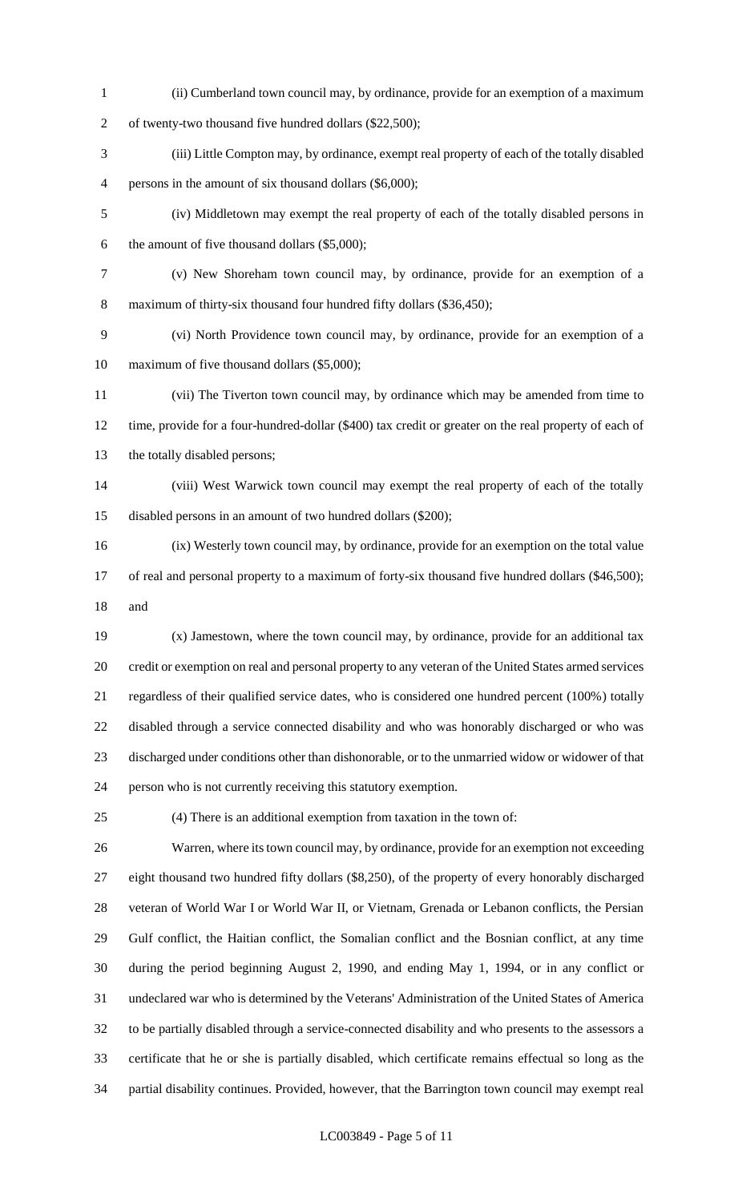(ii) Cumberland town council may, by ordinance, provide for an exemption of a maximum of twenty-two thousand five hundred dollars ($22,500);

(iii) Little Compton may, by ordinance, exempt real property of each of the totally disabled persons in the amount of six thousand dollars ($6,000);

(iv) Middletown may exempt the real property of each of the totally disabled persons in the amount of five thousand dollars ($5,000);

(v) New Shoreham town council may, by ordinance, provide for an exemption of a maximum of thirty-six thousand four hundred fifty dollars ($36,450);

(vi) North Providence town council may, by ordinance, provide for an exemption of a maximum of five thousand dollars ($5,000);

(vii) The Tiverton town council may, by ordinance which may be amended from time to time, provide for a four-hundred-dollar ($400) tax credit or greater on the real property of each of the totally disabled persons;

(viii) West Warwick town council may exempt the real property of each of the totally disabled persons in an amount of two hundred dollars ($200);

(ix) Westerly town council may, by ordinance, provide for an exemption on the total value of real and personal property to a maximum of forty-six thousand five hundred dollars ($46,500); and

(x) Jamestown, where the town council may, by ordinance, provide for an additional tax credit or exemption on real and personal property to any veteran of the United States armed services regardless of their qualified service dates, who is considered one hundred percent (100%) totally disabled through a service connected disability and who was honorably discharged or who was discharged under conditions other than dishonorable, or to the unmarried widow or widower of that person who is not currently receiving this statutory exemption.

(4) There is an additional exemption from taxation in the town of:

Warren, where its town council may, by ordinance, provide for an exemption not exceeding eight thousand two hundred fifty dollars ($8,250), of the property of every honorably discharged veteran of World War I or World War II, or Vietnam, Grenada or Lebanon conflicts, the Persian Gulf conflict, the Haitian conflict, the Somalian conflict and the Bosnian conflict, at any time during the period beginning August 2, 1990, and ending May 1, 1994, or in any conflict or undeclared war who is determined by the Veterans' Administration of the United States of America to be partially disabled through a service-connected disability and who presents to the assessors a certificate that he or she is partially disabled, which certificate remains effectual so long as the partial disability continues. Provided, however, that the Barrington town council may exempt real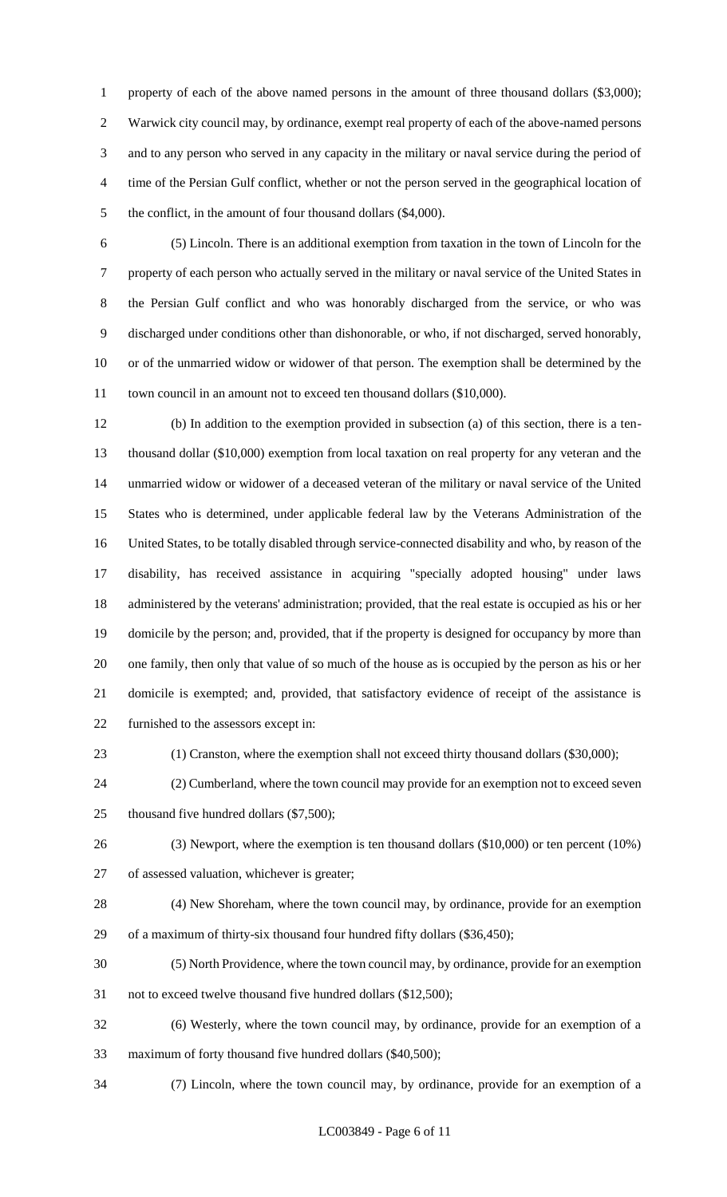property of each of the above named persons in the amount of three thousand dollars ($3,000); Warwick city council may, by ordinance, exempt real property of each of the above-named persons and to any person who served in any capacity in the military or naval service during the period of time of the Persian Gulf conflict, whether or not the person served in the geographical location of the conflict, in the amount of four thousand dollars ($4,000).

(5) Lincoln. There is an additional exemption from taxation in the town of Lincoln for the property of each person who actually served in the military or naval service of the United States in the Persian Gulf conflict and who was honorably discharged from the service, or who was discharged under conditions other than dishonorable, or who, if not discharged, served honorably, or of the unmarried widow or widower of that person. The exemption shall be determined by the town council in an amount not to exceed ten thousand dollars ($10,000).

(b) In addition to the exemption provided in subsection (a) of this section, there is a ten-thousand dollar ($10,000) exemption from local taxation on real property for any veteran and the unmarried widow or widower of a deceased veteran of the military or naval service of the United States who is determined, under applicable federal law by the Veterans Administration of the United States, to be totally disabled through service-connected disability and who, by reason of the disability, has received assistance in acquiring "specially adopted housing" under laws administered by the veterans' administration; provided, that the real estate is occupied as his or her domicile by the person; and, provided, that if the property is designed for occupancy by more than one family, then only that value of so much of the house as is occupied by the person as his or her domicile is exempted; and, provided, that satisfactory evidence of receipt of the assistance is furnished to the assessors except in:

(1) Cranston, where the exemption shall not exceed thirty thousand dollars ($30,000);

(2) Cumberland, where the town council may provide for an exemption not to exceed seven thousand five hundred dollars ($7,500);

(3) Newport, where the exemption is ten thousand dollars ($10,000) or ten percent (10%) of assessed valuation, whichever is greater;

(4) New Shoreham, where the town council may, by ordinance, provide for an exemption of a maximum of thirty-six thousand four hundred fifty dollars ($36,450);

(5) North Providence, where the town council may, by ordinance, provide for an exemption not to exceed twelve thousand five hundred dollars ($12,500);

(6) Westerly, where the town council may, by ordinance, provide for an exemption of a maximum of forty thousand five hundred dollars ($40,500);

(7) Lincoln, where the town council may, by ordinance, provide for an exemption of a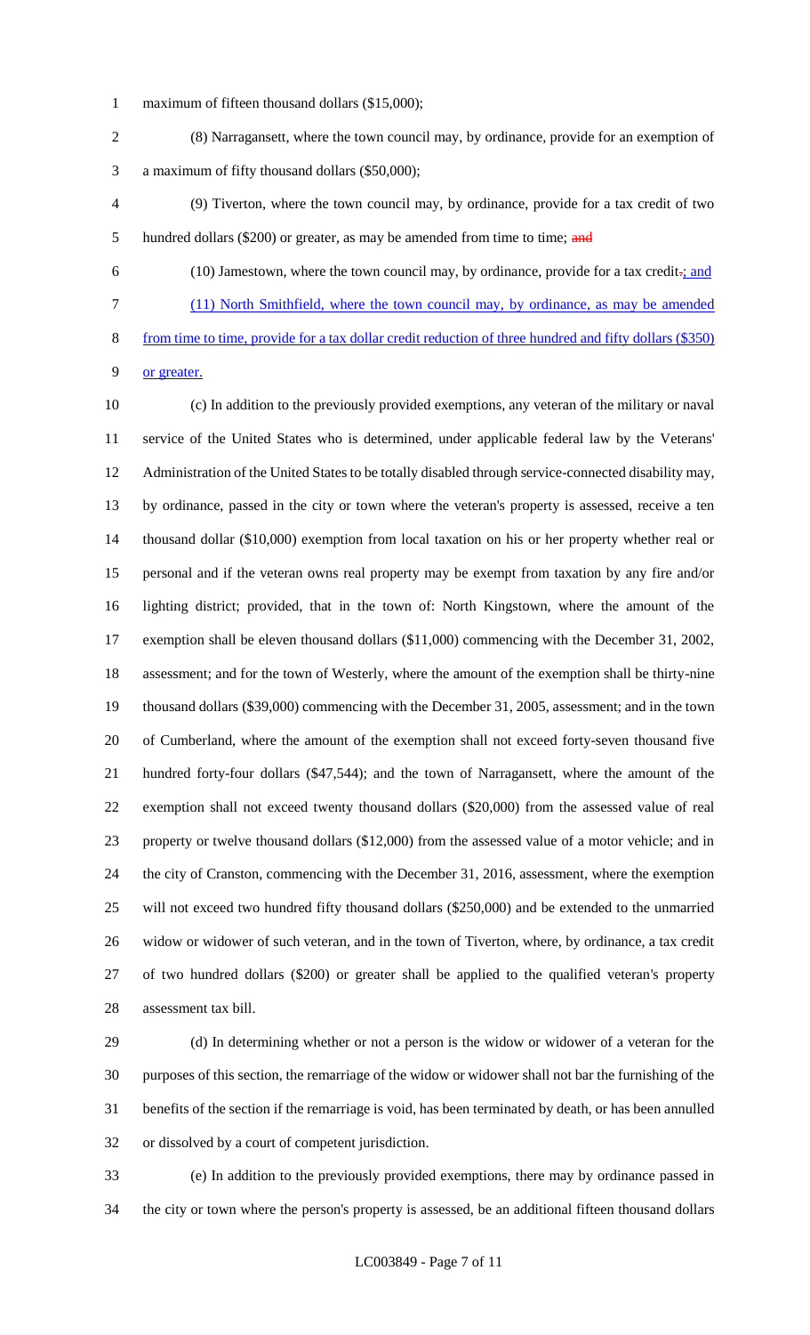maximum of fifteen thousand dollars ($15,000);

(8) Narragansett, where the town council may, by ordinance, provide for an exemption of a maximum of fifty thousand dollars ($50,000);

(9) Tiverton, where the town council may, by ordinance, provide for a tax credit of two hundred dollars ($200) or greater, as may be amended from time to time; ~~and~~

(10) Jamestown, where the town council may, by ordinance, provide for a tax credit~~.~~; and

(11) North Smithfield, where the town council may, by ordinance, as may be amended from time to time, provide for a tax dollar credit reduction of three hundred and fifty dollars ($350) or greater.

(c) In addition to the previously provided exemptions, any veteran of the military or naval service of the United States who is determined, under applicable federal law by the Veterans' Administration of the United States to be totally disabled through service-connected disability may, by ordinance, passed in the city or town where the veteran's property is assessed, receive a ten thousand dollar ($10,000) exemption from local taxation on his or her property whether real or personal and if the veteran owns real property may be exempt from taxation by any fire and/or lighting district; provided, that in the town of: North Kingstown, where the amount of the exemption shall be eleven thousand dollars ($11,000) commencing with the December 31, 2002, assessment; and for the town of Westerly, where the amount of the exemption shall be thirty-nine thousand dollars ($39,000) commencing with the December 31, 2005, assessment; and in the town of Cumberland, where the amount of the exemption shall not exceed forty-seven thousand five hundred forty-four dollars ($47,544); and the town of Narragansett, where the amount of the exemption shall not exceed twenty thousand dollars ($20,000) from the assessed value of real property or twelve thousand dollars ($12,000) from the assessed value of a motor vehicle; and in the city of Cranston, commencing with the December 31, 2016, assessment, where the exemption will not exceed two hundred fifty thousand dollars ($250,000) and be extended to the unmarried widow or widower of such veteran, and in the town of Tiverton, where, by ordinance, a tax credit of two hundred dollars ($200) or greater shall be applied to the qualified veteran's property assessment tax bill.

(d) In determining whether or not a person is the widow or widower of a veteran for the purposes of this section, the remarriage of the widow or widower shall not bar the furnishing of the benefits of the section if the remarriage is void, has been terminated by death, or has been annulled or dissolved by a court of competent jurisdiction.

(e) In addition to the previously provided exemptions, there may by ordinance passed in the city or town where the person's property is assessed, be an additional fifteen thousand dollars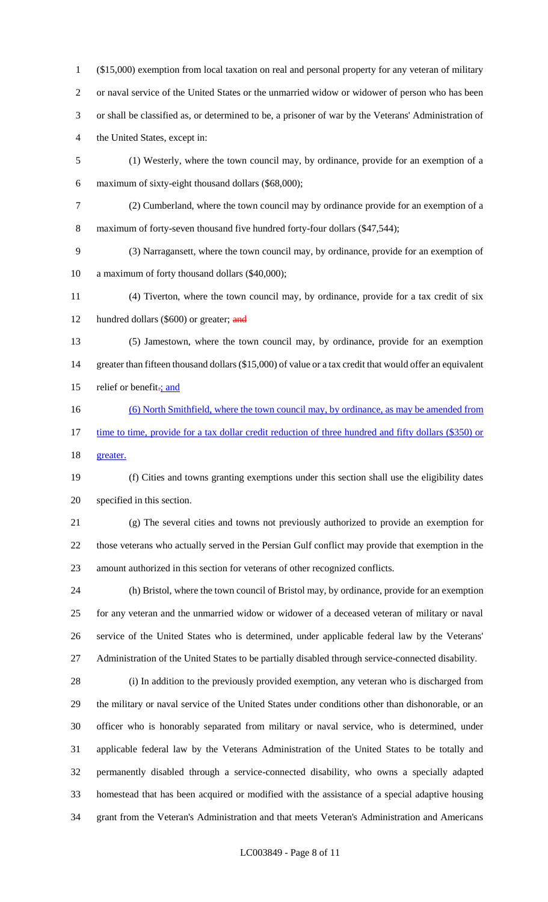($15,000) exemption from local taxation on real and personal property for any veteran of military or naval service of the United States or the unmarried widow or widower of person who has been or shall be classified as, or determined to be, a prisoner of war by the Veterans' Administration of the United States, except in:

(1) Westerly, where the town council may, by ordinance, provide for an exemption of a maximum of sixty-eight thousand dollars ($68,000);

(2) Cumberland, where the town council may by ordinance provide for an exemption of a maximum of forty-seven thousand five hundred forty-four dollars ($47,544);

(3) Narragansett, where the town council may, by ordinance, provide for an exemption of a maximum of forty thousand dollars ($40,000);

(4) Tiverton, where the town council may, by ordinance, provide for a tax credit of six hundred dollars ($600) or greater; ~~and~~

(5) Jamestown, where the town council may, by ordinance, provide for an exemption greater than fifteen thousand dollars ($15,000) of value or a tax credit that would offer an equivalent relief or benefit~~.~~; and

(6) North Smithfield, where the town council may, by ordinance, as may be amended from time to time, provide for a tax dollar credit reduction of three hundred and fifty dollars ($350) or greater.

(f) Cities and towns granting exemptions under this section shall use the eligibility dates specified in this section.

(g) The several cities and towns not previously authorized to provide an exemption for those veterans who actually served in the Persian Gulf conflict may provide that exemption in the amount authorized in this section for veterans of other recognized conflicts.

(h) Bristol, where the town council of Bristol may, by ordinance, provide for an exemption for any veteran and the unmarried widow or widower of a deceased veteran of military or naval service of the United States who is determined, under applicable federal law by the Veterans' Administration of the United States to be partially disabled through service-connected disability.

(i) In addition to the previously provided exemption, any veteran who is discharged from the military or naval service of the United States under conditions other than dishonorable, or an officer who is honorably separated from military or naval service, who is determined, under applicable federal law by the Veterans Administration of the United States to be totally and permanently disabled through a service-connected disability, who owns a specially adapted homestead that has been acquired or modified with the assistance of a special adaptive housing grant from the Veteran's Administration and that meets Veteran's Administration and Americans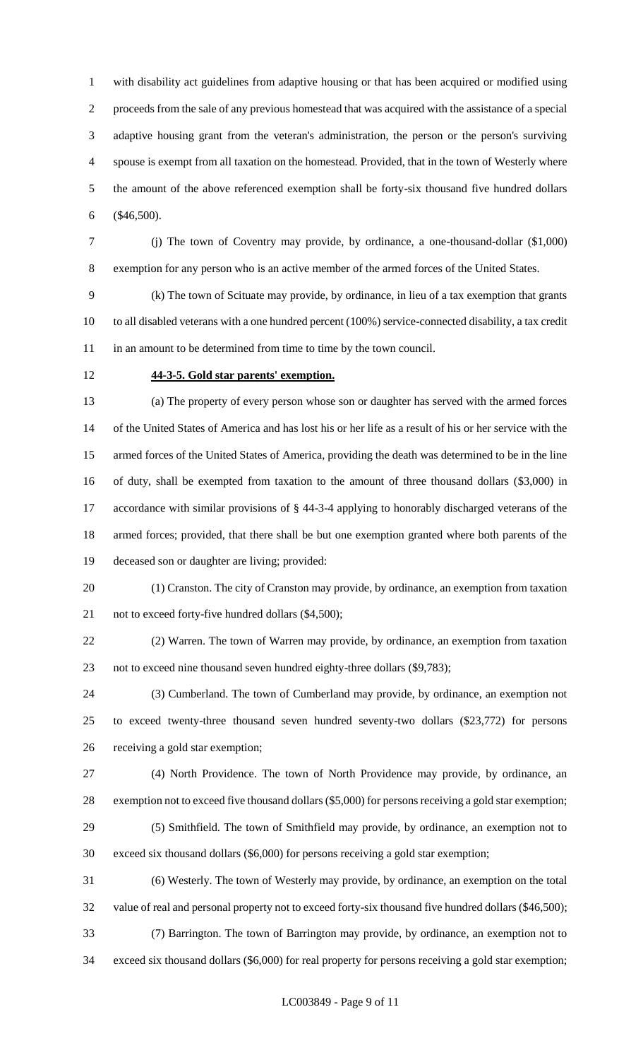with disability act guidelines from adaptive housing or that has been acquired or modified using proceeds from the sale of any previous homestead that was acquired with the assistance of a special adaptive housing grant from the veteran's administration, the person or the person's surviving spouse is exempt from all taxation on the homestead. Provided, that in the town of Westerly where the amount of the above referenced exemption shall be forty-six thousand five hundred dollars ($46,500).

(j) The town of Coventry may provide, by ordinance, a one-thousand-dollar ($1,000) exemption for any person who is an active member of the armed forces of the United States.

(k) The town of Scituate may provide, by ordinance, in lieu of a tax exemption that grants to all disabled veterans with a one hundred percent (100%) service-connected disability, a tax credit in an amount to be determined from time to time by the town council.

**44-3-5. Gold star parents' exemption.**

(a) The property of every person whose son or daughter has served with the armed forces of the United States of America and has lost his or her life as a result of his or her service with the armed forces of the United States of America, providing the death was determined to be in the line of duty, shall be exempted from taxation to the amount of three thousand dollars ($3,000) in accordance with similar provisions of § 44-3-4 applying to honorably discharged veterans of the armed forces; provided, that there shall be but one exemption granted where both parents of the deceased son or daughter are living; provided:

(1) Cranston. The city of Cranston may provide, by ordinance, an exemption from taxation not to exceed forty-five hundred dollars ($4,500);

(2) Warren. The town of Warren may provide, by ordinance, an exemption from taxation not to exceed nine thousand seven hundred eighty-three dollars ($9,783);

(3) Cumberland. The town of Cumberland may provide, by ordinance, an exemption not to exceed twenty-three thousand seven hundred seventy-two dollars ($23,772) for persons receiving a gold star exemption;

(4) North Providence. The town of North Providence may provide, by ordinance, an exemption not to exceed five thousand dollars ($5,000) for persons receiving a gold star exemption;

(5) Smithfield. The town of Smithfield may provide, by ordinance, an exemption not to exceed six thousand dollars ($6,000) for persons receiving a gold star exemption;

(6) Westerly. The town of Westerly may provide, by ordinance, an exemption on the total value of real and personal property not to exceed forty-six thousand five hundred dollars ($46,500);

(7) Barrington. The town of Barrington may provide, by ordinance, an exemption not to exceed six thousand dollars ($6,000) for real property for persons receiving a gold star exemption;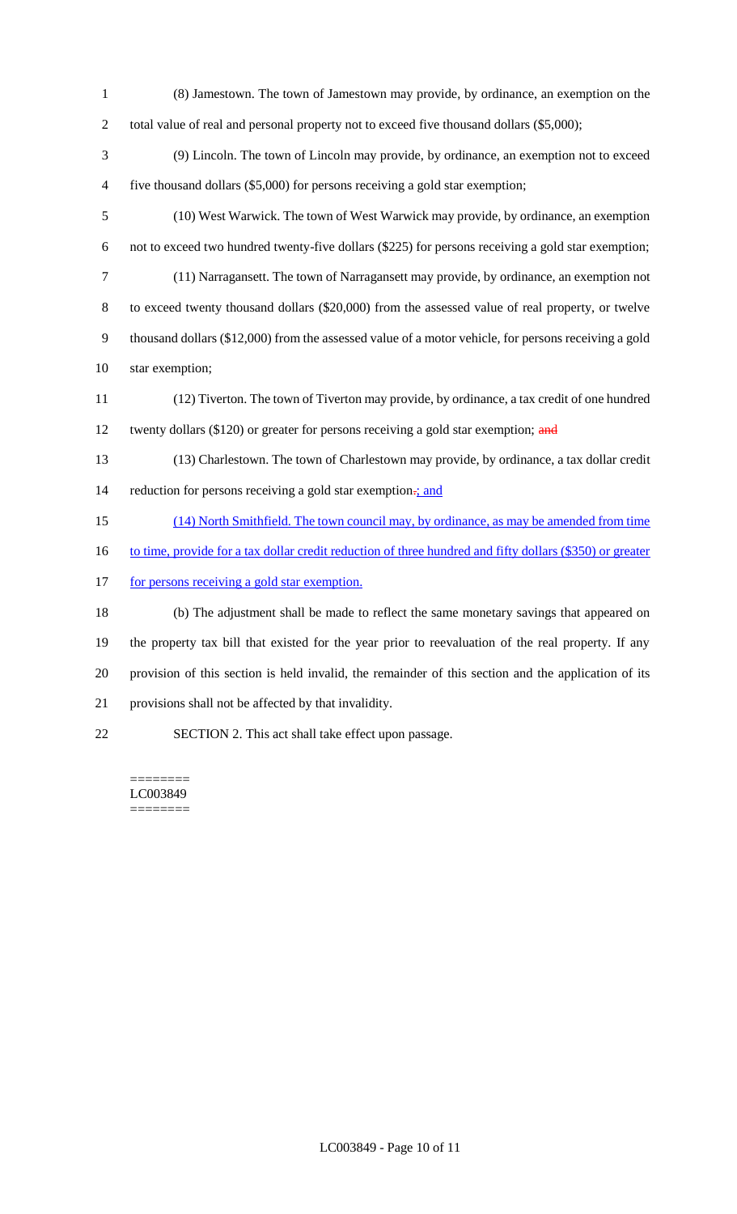(8) Jamestown. The town of Jamestown may provide, by ordinance, an exemption on the total value of real and personal property not to exceed five thousand dollars ($5,000);

(9) Lincoln. The town of Lincoln may provide, by ordinance, an exemption not to exceed five thousand dollars ($5,000) for persons receiving a gold star exemption;

(10) West Warwick. The town of West Warwick may provide, by ordinance, an exemption not to exceed two hundred twenty-five dollars ($225) for persons receiving a gold star exemption;

(11) Narragansett. The town of Narragansett may provide, by ordinance, an exemption not to exceed twenty thousand dollars ($20,000) from the assessed value of real property, or twelve thousand dollars ($12,000) from the assessed value of a motor vehicle, for persons receiving a gold star exemption;

(12) Tiverton. The town of Tiverton may provide, by ordinance, a tax credit of one hundred twenty dollars ($120) or greater for persons receiving a gold star exemption; ~~and~~

(13) Charlestown. The town of Charlestown may provide, by ordinance, a tax dollar credit reduction for persons receiving a gold star exemption~~.~~; and

(14) North Smithfield. The town council may, by ordinance, as may be amended from time to time, provide for a tax dollar credit reduction of three hundred and fifty dollars ($350) or greater for persons receiving a gold star exemption.

(b) The adjustment shall be made to reflect the same monetary savings that appeared on the property tax bill that existed for the year prior to reevaluation of the real property. If any provision of this section is held invalid, the remainder of this section and the application of its provisions shall not be affected by that invalidity.

SECTION 2. This act shall take effect upon passage.

========
LC003849
========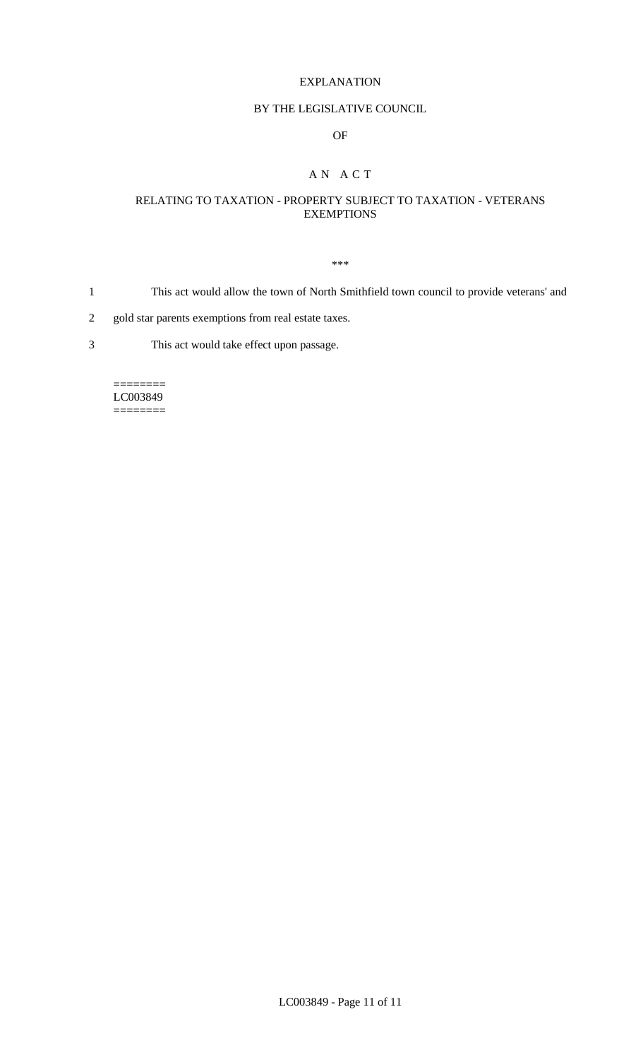EXPLANATION

BY THE LEGISLATIVE COUNCIL

OF

A N A C T

RELATING TO TAXATION - PROPERTY SUBJECT TO TAXATION - VETERANS EXEMPTIONS

\*\*\*

1 This act would allow the town of North Smithfield town council to provide veterans' and

2 gold star parents exemptions from real estate taxes.

3 This act would take effect upon passage.

========
LC003849
========